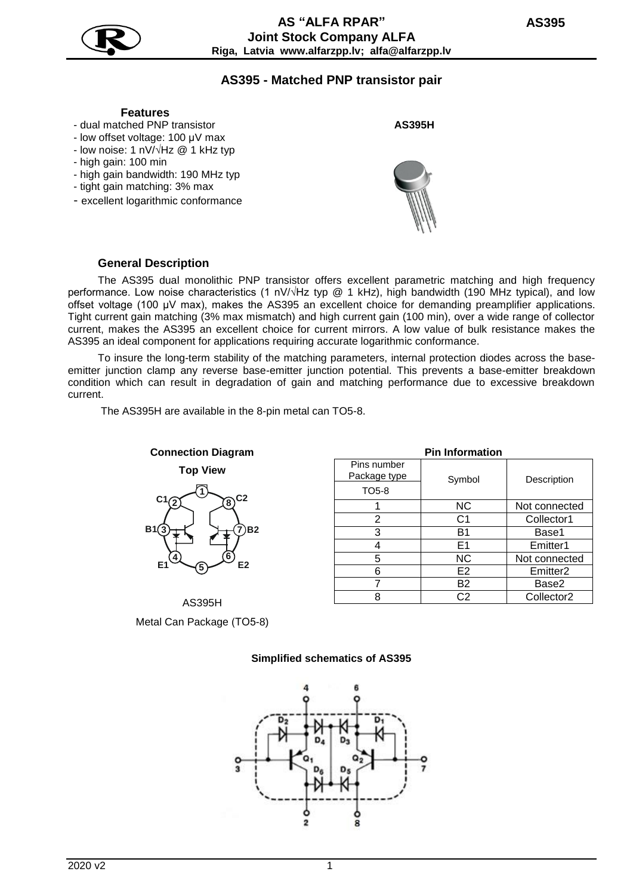# AS395 - Matched PNP transistor pair

## Features

- dual matched PNP transistor
- low offset voltage: 100 μV max
- low noise: 1 nV/√Hz @ 1 kHz typ
- high gain: 100 min
- high gain bandwidth: 190 MHz typ
- tight gain matching: 3% max
- excellent logarithmic conformance

**AS395H**

## General Description

The AS395 dual monolithic PNP transistor offers excellent parametric matching and high frequency performance. Low noise characteristics (1 nV/√Hz typ @ 1 kHz), high bandwidth (190 MHz typical), and low offset voltage (100 μV max), makes the AS395 an excellent choice for demanding preamplifier applications. Tight current gain matching (3% max mismatch) and high current gain (100 min), over a wide range of collector current, makes the AS395 an excellent choice for current mirrors. A low value of bulk resistance makes the AS395 an ideal component for applications requiring accurate logarithmic conformance.

To insure the long-term stability of the matching parameters, internal protection diodes across the base-emitter junction clamp any reverse base-emitter junction potential. This prevents a base-emitter breakdown condition which can result in degradation of gain and matching performance due to excessive breakdown current.

The AS395H are available in the 8-pin metal can TO5-8.

**Connection Diagram**

**Top View**

AS395H

Metal Can Package (TO5-8)

**Pin Information**

| Pins number Package type TO5-8 | Symbol | Description |
|---|---|---|
| 1 | NC | Not connected |
| 2 | C1 | Collector1 |
| 3 | B1 | Base1 |
| 4 | E1 | Emitter1 |
| 5 | NC | Not connected |
| 6 | E2 | Emitter2 |
| 7 | B2 | Base2 |
| 8 | C2 | Collector2 |

**Simplified schematics of AS395**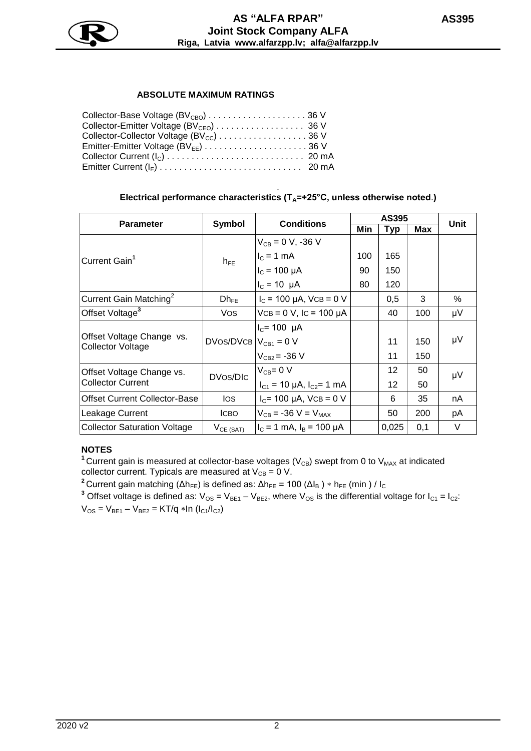### ABSOLUTE MAXIMUM RATINGS

Collector-Base Voltage ($BV_{CBO}$) . . . . . . . . . . . . . . . . . . . . 36 V
Collector-Emitter Voltage ($BV_{CEO}$) . . . . . . . . . . . . . . . . . . 36 V
Collector-Collector Voltage ($BV_{CC}$) . . . . . . . . . . . . . . . . . . 36 V
Emitter-Emitter Voltage ($BV_{EE}$) . . . . . . . . . . . . . . . . . . . . . 36 V
Collector Current ($I_C$) . . . . . . . . . . . . . . . . . . . . . . . . . . . . 20 mA
Emitter Current ($I_E$) . . . . . . . . . . . . . . . . . . . . . . . . . . . . . 20 mA

**Electrical performance characteristics ($T_A$=+25°C, unless otherwise noted.)**

| Parameter | Symbol | Conditions | AS395 | | | Unit |
|---|---|---|---|---|---|---|
| | | | Min | Typ | Max | |
| Current Gain[1] | $h_{FE}$ | $V_{CB}$ = 0 V, -36 V | | | | |
| | | $I_C$ = 1 mA | 100 | 165 | | |
| | | $I_C$ = 100 µA | 90 | 150 | | |
| | | $I_C$ = 10 µA | 80 | 120 | | |
| Current Gain Matching[2] | $Dh_{FE}$ | $I_C$ = 100 µA, VCB = 0 V | | 0,5 | 3 | % |
| Offset Voltage[3] | VOS | VCB = 0 V, IC = 100 µA | | 40 | 100 | µV |
| Offset Voltage Change vs. Collector Voltage | DVOS/DVCB | $I_C$= 100 µA | | | | µV |
| | | $V_{CB1}$ = 0 V | | 11 | 150 | |
| | | $V_{CB2}$ = -36 V | | 11 | 150 | |
| Offset Voltage Change vs. Collector Current | DVOS/DIC | $V_{CB}$= 0 V | | 12 | 50 | µV |
| | | $I_{C1}$ = 10 µA, $I_{C2}$= 1 mA | | 12 | 50 | |
| Offset Current Collector-Base | IOS | $I_C$= 100 µA, VCB = 0 V | | 6 | 35 | nA |
| Leakage Current | ICBO | $V_{CB}$ = -36 V = $V_{MAX}$ | | 50 | 200 | pA |
| Collector Saturation Voltage | $V_{CE\,(SAT)}$ | $I_C$ = 1 mA, $I_B$ = 100 µA | | 0,025 | 0,1 | V |

**NOTES**

[1] Current gain is measured at collector-base voltages ($V_{CB}$) swept from 0 to $V_{MAX}$ at indicated collector current. Typicals are measured at $V_{CB}$ = 0 V.

[2] Current gain matching ($\Delta h_{FE}$) is defined as: $\Delta h_{FE} = 100\,(\Delta I_B) * h_{FE}\,(min) / I_C$

[3] Offset voltage is defined as: $V_{OS} = V_{BE1} - V_{BE2}$, where $V_{OS}$ is the differential voltage for $I_{C1} = I_{C2}$:
$V_{OS} = V_{BE1} - V_{BE2} = KT/q * \ln(I_{C1}/I_{C2})$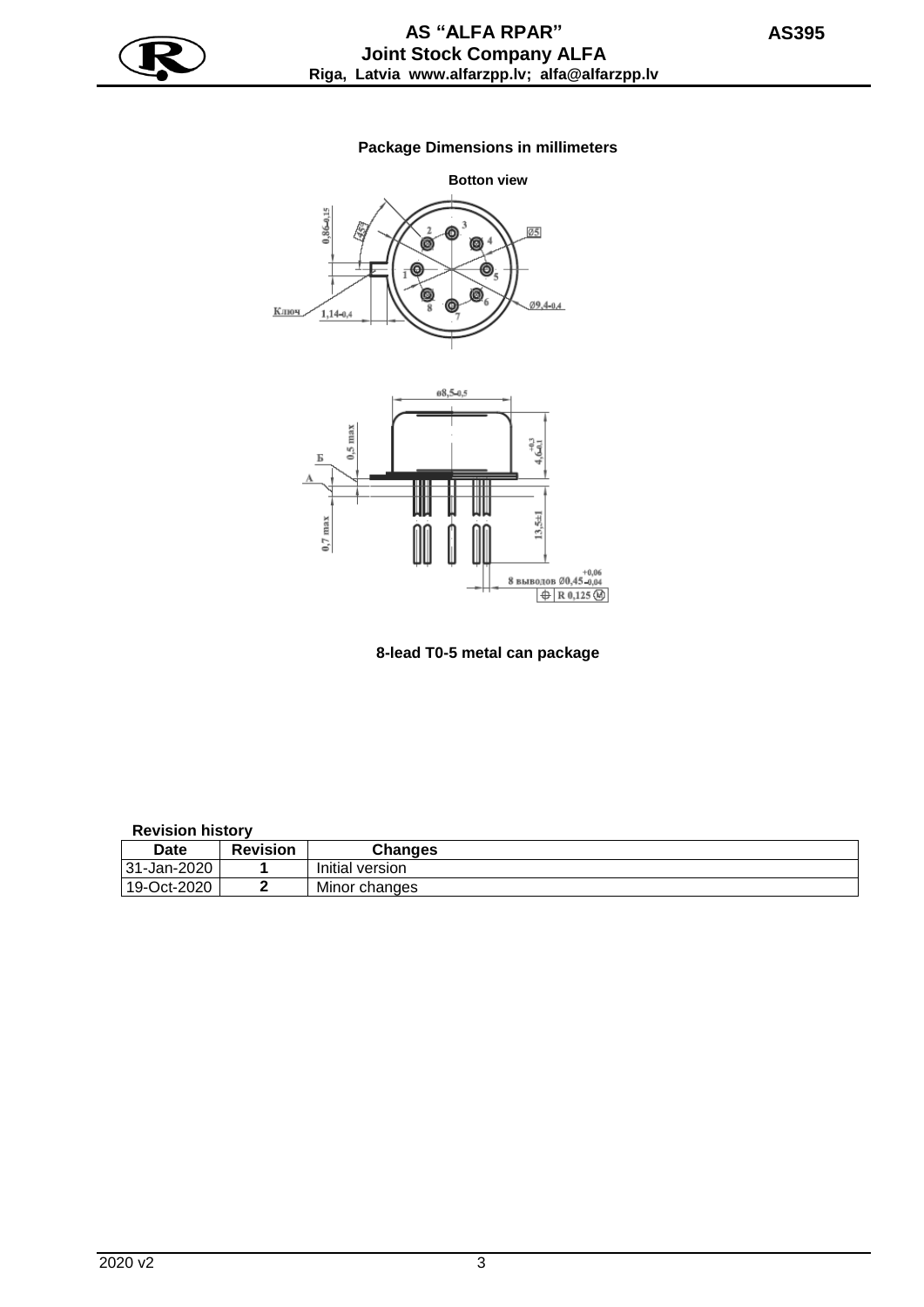### Package Dimensions in millimeters

**Botton view**

Ключ

1,14-0,4

0,86-0,15

45°

Ø5

Ø9,4-0,4

ø8,5-0,5

0,5 max

Б

А

0,7 max

$4{,}6^{+0{,}3}_{-0{,}1}$

13,5±1

8 выводов $Ø0{,}45^{+0{,}06}_{-0{,}04}$

R 0,125 (M)

**8-lead T0-5 metal can package**

**Revision history**

| Date | Revision | Changes |
|---|---|---|
| 31-Jan-2020 | **1** | Initial version |
| 19-Oct-2020 | **2** | Minor changes |